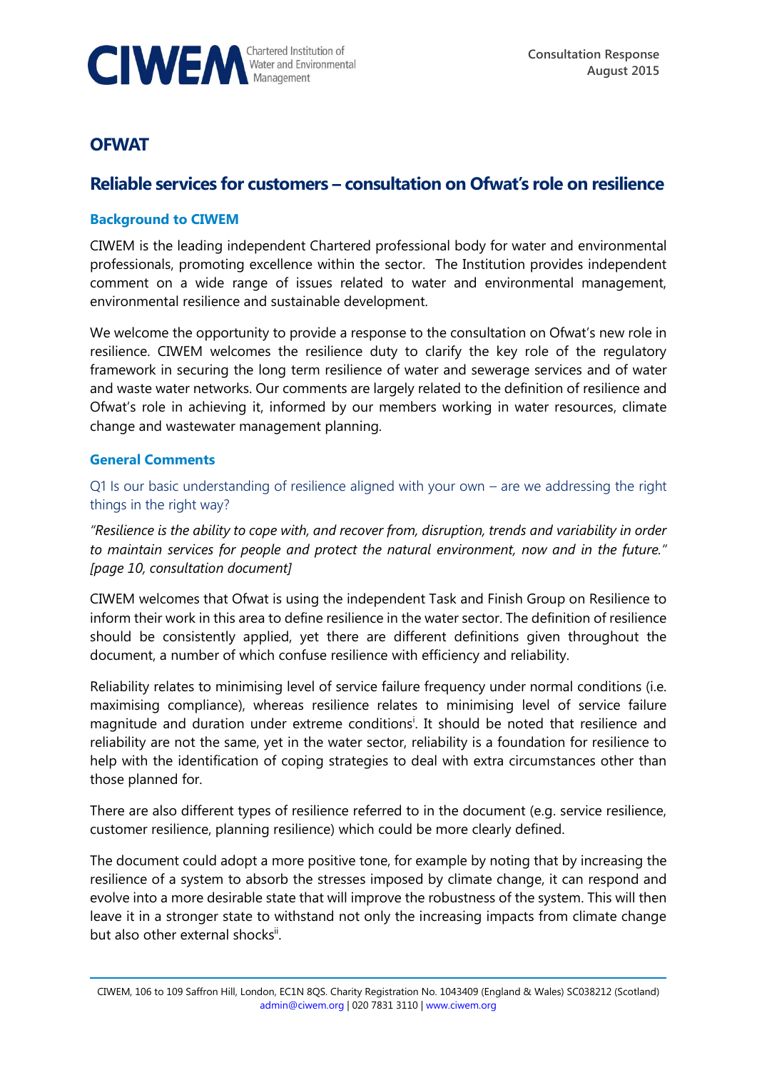Consultation Response
August 2015

# OFWAT

## Reliable services for customers – consultation on Ofwat's role on resilience

### Background to CIWEM

CIWEM is the leading independent Chartered professional body for water and environmental professionals, promoting excellence within the sector. The Institution provides independent comment on a wide range of issues related to water and environmental management, environmental resilience and sustainable development.

We welcome the opportunity to provide a response to the consultation on Ofwat's new role in resilience. CIWEM welcomes the resilience duty to clarify the key role of the regulatory framework in securing the long term resilience of water and sewerage services and of water and waste water networks. Our comments are largely related to the definition of resilience and Ofwat's role in achieving it, informed by our members working in water resources, climate change and wastewater management planning.

### General Comments

Q1 Is our basic understanding of resilience aligned with your own – are we addressing the right things in the right way?

*"Resilience is the ability to cope with, and recover from, disruption, trends and variability in order to maintain services for people and protect the natural environment, now and in the future." [page 10, consultation document]*

CIWEM welcomes that Ofwat is using the independent Task and Finish Group on Resilience to inform their work in this area to define resilience in the water sector. The definition of resilience should be consistently applied, yet there are different definitions given throughout the document, a number of which confuse resilience with efficiency and reliability.

Reliability relates to minimising level of service failure frequency under normal conditions (i.e. maximising compliance), whereas resilience relates to minimising level of service failure magnitude and duration under extreme conditions[i]. It should be noted that resilience and reliability are not the same, yet in the water sector, reliability is a foundation for resilience to help with the identification of coping strategies to deal with extra circumstances other than those planned for.

There are also different types of resilience referred to in the document (e.g. service resilience, customer resilience, planning resilience) which could be more clearly defined.

The document could adopt a more positive tone, for example by noting that by increasing the resilience of a system to absorb the stresses imposed by climate change, it can respond and evolve into a more desirable state that will improve the robustness of the system. This will then leave it in a stronger state to withstand not only the increasing impacts from climate change but also other external shocks[ii].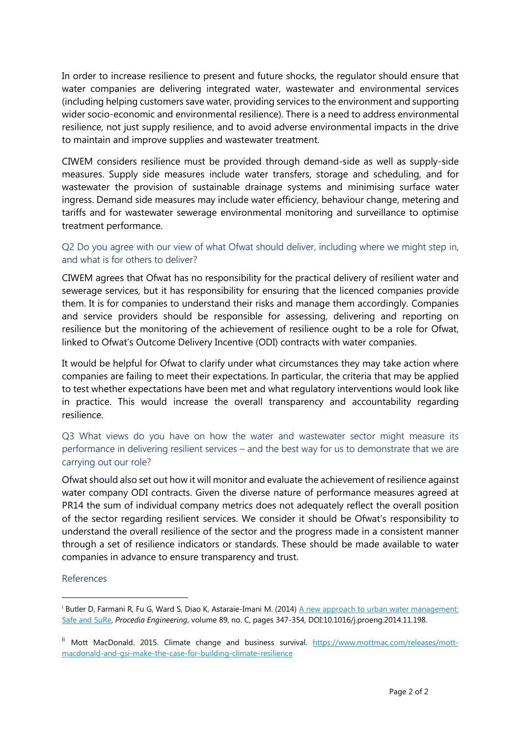In order to increase resilience to present and future shocks, the regulator should ensure that water companies are delivering integrated water, wastewater and environmental services (including helping customers save water, providing services to the environment and supporting wider socio-economic and environmental resilience). There is a need to address environmental resilience, not just supply resilience, and to avoid adverse environmental impacts in the drive to maintain and improve supplies and wastewater treatment.

CIWEM considers resilience must be provided through demand-side as well as supply-side measures. Supply side measures include water transfers, storage and scheduling, and for wastewater the provision of sustainable drainage systems and minimising surface water ingress. Demand side measures may include water efficiency, behaviour change, metering and tariffs and for wastewater sewerage environmental monitoring and surveillance to optimise treatment performance.

### Q2 Do you agree with our view of what Ofwat should deliver, including where we might step in, and what is for others to deliver?

CIWEM agrees that Ofwat has no responsibility for the practical delivery of resilient water and sewerage services, but it has responsibility for ensuring that the licenced companies provide them. It is for companies to understand their risks and manage them accordingly. Companies and service providers should be responsible for assessing, delivering and reporting on resilience but the monitoring of the achievement of resilience ought to be a role for Ofwat, linked to Ofwat's Outcome Delivery Incentive (ODI) contracts with water companies.

It would be helpful for Ofwat to clarify under what circumstances they may take action where companies are failing to meet their expectations. In particular, the criteria that may be applied to test whether expectations have been met and what regulatory interventions would look like in practice. This would increase the overall transparency and accountability regarding resilience.

### Q3 What views do you have on how the water and wastewater sector might measure its performance in delivering resilient services – and the best way for us to demonstrate that we are carrying out our role?

Ofwat should also set out how it will monitor and evaluate the achievement of resilience against water company ODI contracts. Given the diverse nature of performance measures agreed at PR14 the sum of individual company metrics does not adequately reflect the overall position of the sector regarding resilient services. We consider it should be Ofwat's responsibility to understand the overall resilience of the sector and the progress made in a consistent manner through a set of resilience indicators or standards. These should be made available to water companies in advance to ensure transparency and trust.

### References

[i] Butler D, Farmani R, Fu G, Ward S, Diao K, Astaraie-Imani M. (2014) A new approach to urban water management: Safe and SuRe, *Procedia Engineering*, volume 89, no. C, pages 347-354, DOI:10.1016/j.proeng.2014.11.198.

[ii] Mott MacDonald. 2015. Climate change and business survival. https://www.mottmac.com/releases/mott-macdonald-and-gsi-make-the-case-for-building-climate-resilience